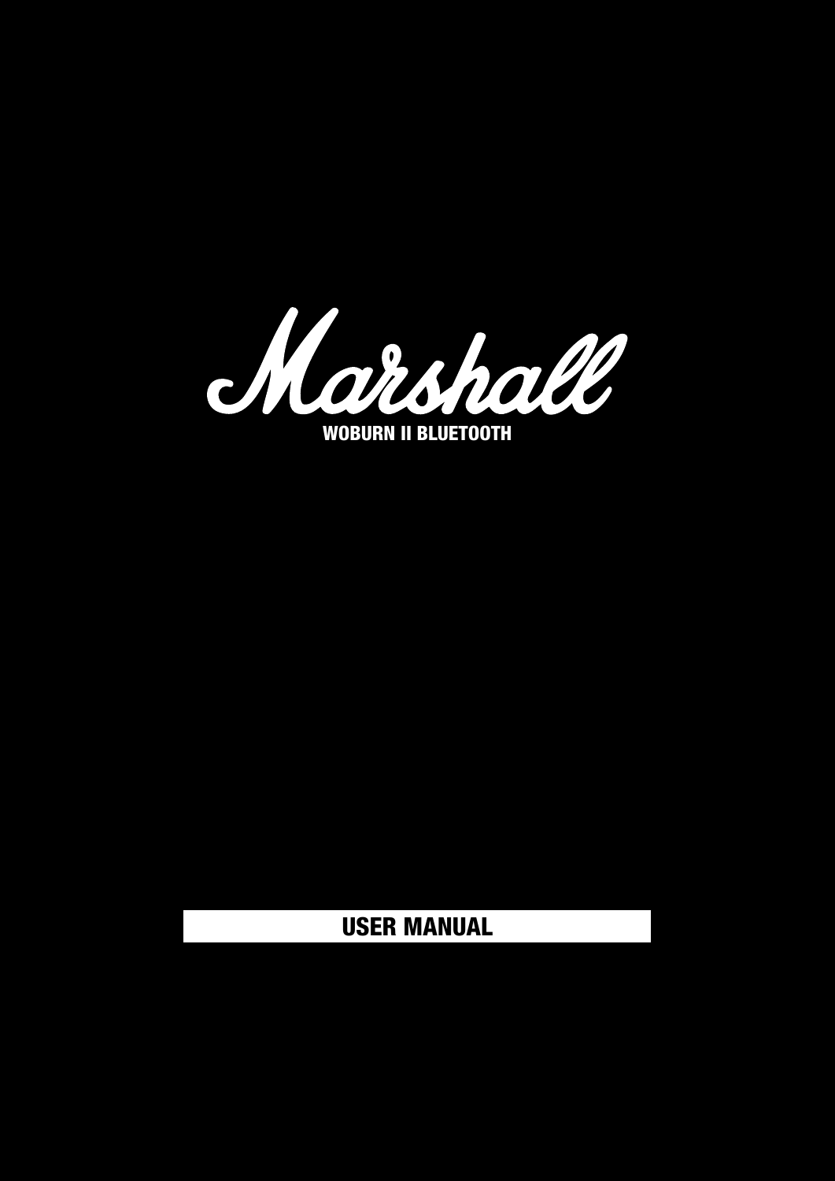# Marshall

## WOBURN II BLUETOOTH

**USER MANUAL**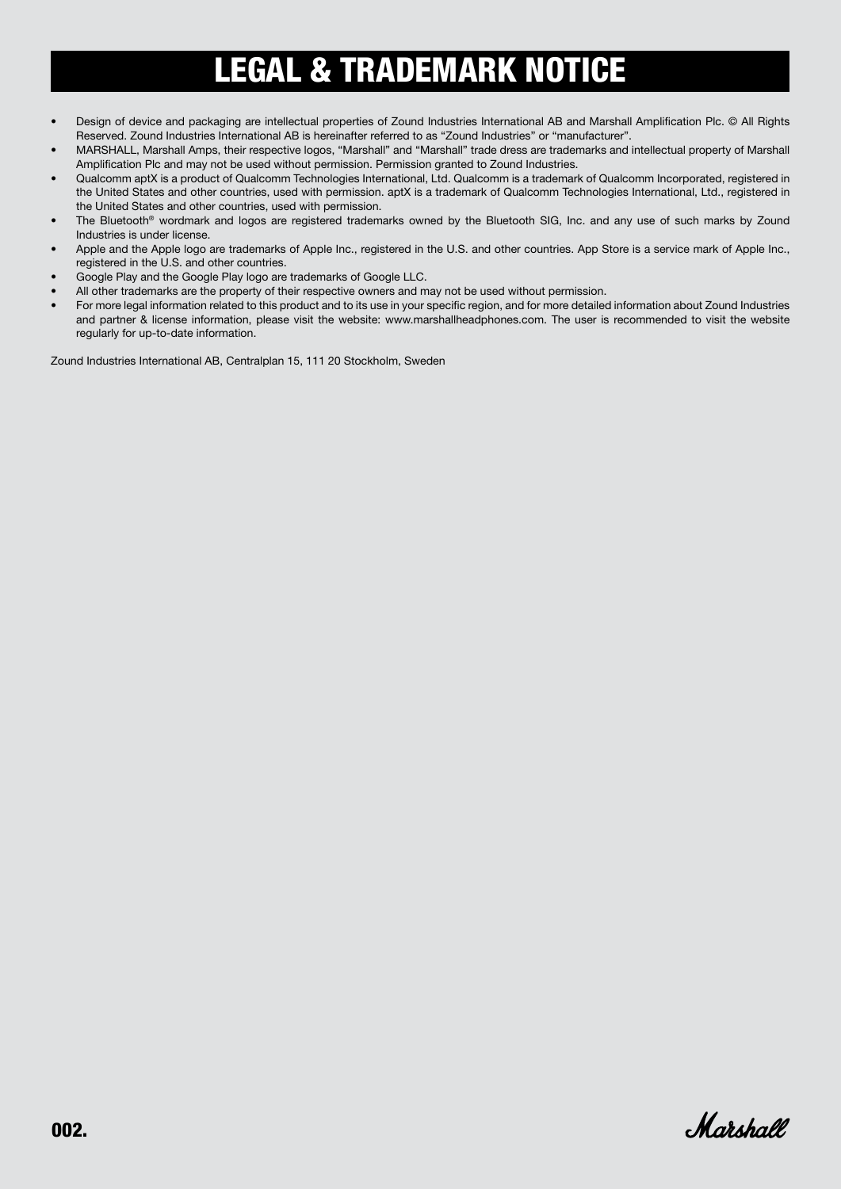# LEGAL & TRADEMARK NOTICE

- Design of device and packaging are intellectual properties of Zound Industries International AB and Marshall Amplification Plc. © All Rights Reserved. Zound Industries International AB is hereinafter referred to as "Zound Industries" or "manufacturer".
- MARSHALL, Marshall Amps, their respective logos, "Marshall" and "Marshall" trade dress are trademarks and intellectual property of Marshall Amplification Plc and may not be used without permission. Permission granted to Zound Industries.
- Qualcomm aptX is a product of Qualcomm Technologies International, Ltd. Qualcomm is a trademark of Qualcomm Incorporated, registered in the United States and other countries, used with permission. aptX is a trademark of Qualcomm Technologies International, Ltd., registered in the United States and other countries, used with permission.
- The Bluetooth® wordmark and logos are registered trademarks owned by the Bluetooth SIG, Inc. and any use of such marks by Zound Industries is under license.
- Apple and the Apple logo are trademarks of Apple Inc., registered in the U.S. and other countries. App Store is a service mark of Apple Inc., registered in the U.S. and other countries.
- Google Play and the Google Play logo are trademarks of Google LLC.
- All other trademarks are the property of their respective owners and may not be used without permission.
- For more legal information related to this product and to its use in your specific region, and for more detailed information about Zound Industries and partner & license information, please visit the website: www.marshallheadphones.com. The user is recommended to visit the website regularly for up-to-date information.

Zound Industries International AB, Centralplan 15, 111 20 Stockholm, Sweden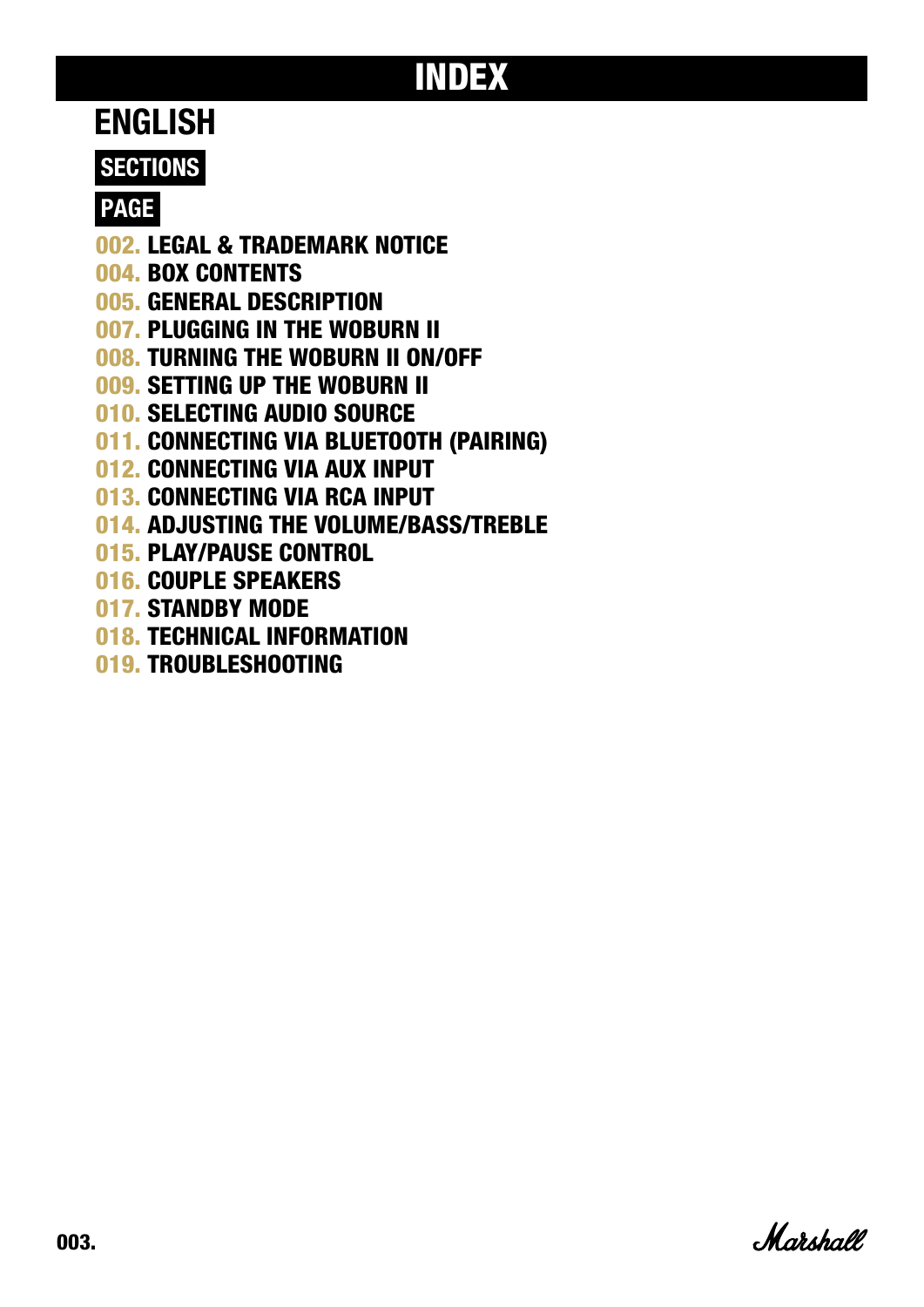# INDEX

## ENGLISH

**SECTIONS**

**PAGE**

- 002. LEGAL & TRADEMARK NOTICE
- 004. BOX CONTENTS
- 005. GENERAL DESCRIPTION
- 007. PLUGGING IN THE WOBURN II
- 008. TURNING THE WOBURN II ON/OFF
- 009. SETTING UP THE WOBURN II
- 010. SELECTING AUDIO SOURCE
- 011. CONNECTING VIA BLUETOOTH (PAIRING)
- 012. CONNECTING VIA AUX INPUT
- 013. CONNECTING VIA RCA INPUT
- 014. ADJUSTING THE VOLUME/BASS/TREBLE
- 015. PLAY/PAUSE CONTROL
- 016. COUPLE SPEAKERS
- 017. STANDBY MODE
- 018. TECHNICAL INFORMATION
- 019. TROUBLESHOOTING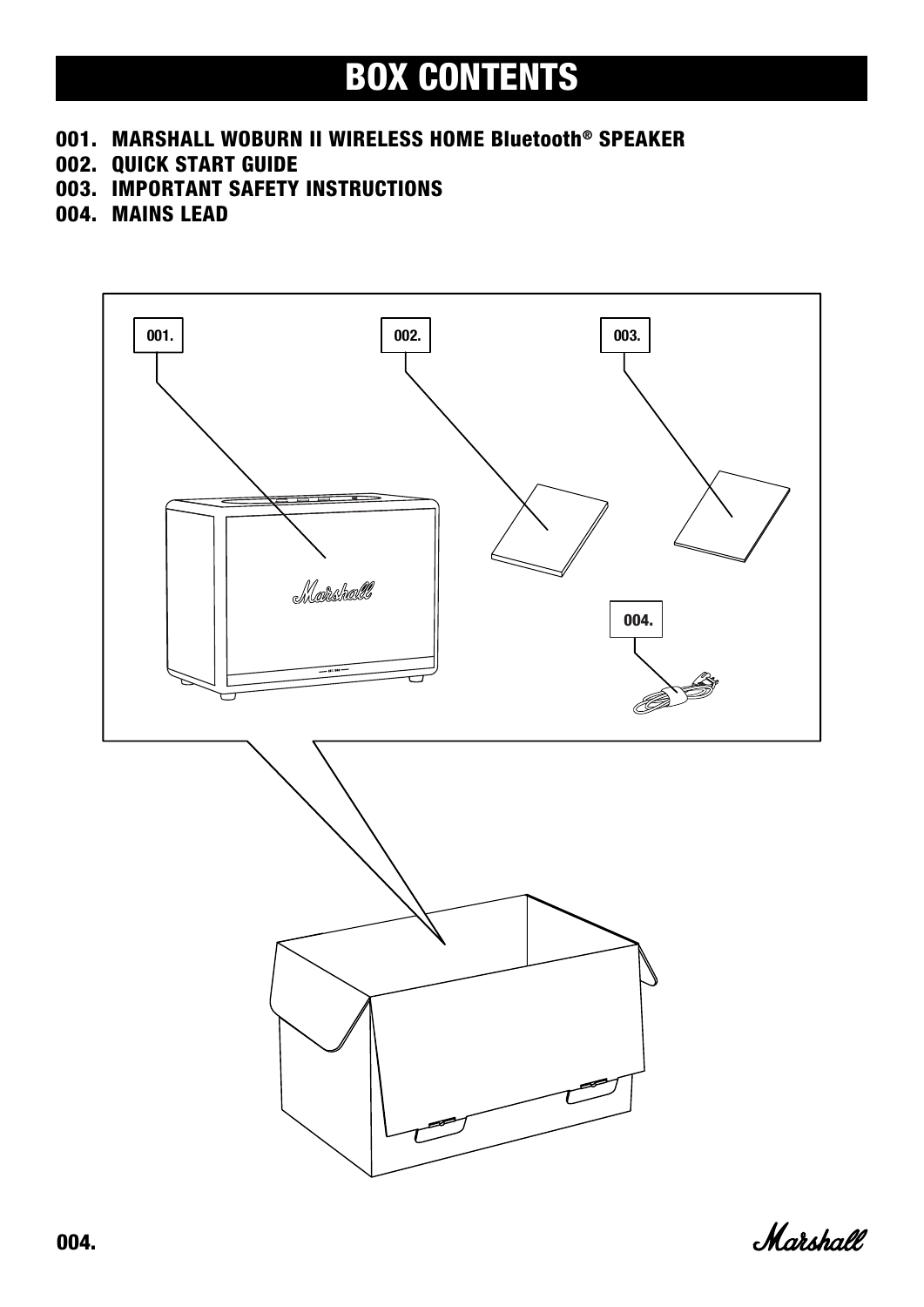# BOX CONTENTS

001. MARSHALL WOBURN II WIRELESS HOME Bluetooth® SPEAKER
002. QUICK START GUIDE
003. IMPORTANT SAFETY INSTRUCTIONS
004. MAINS LEAD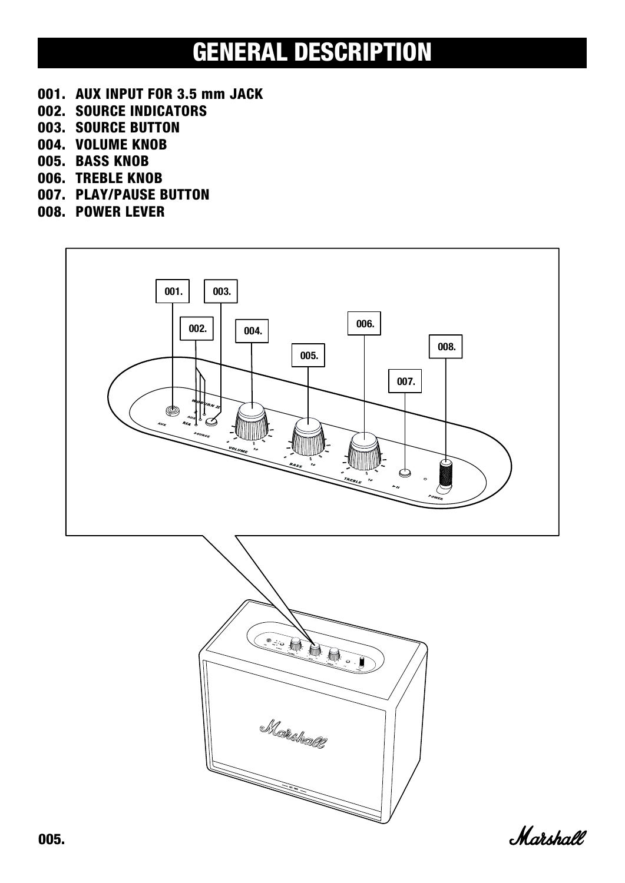# GENERAL DESCRIPTION

001. AUX INPUT FOR 3.5 mm JACK
002. SOURCE INDICATORS
003. SOURCE BUTTON
004. VOLUME KNOB
005. BASS KNOB
006. TREBLE KNOB
007. PLAY/PAUSE BUTTON
008. POWER LEVER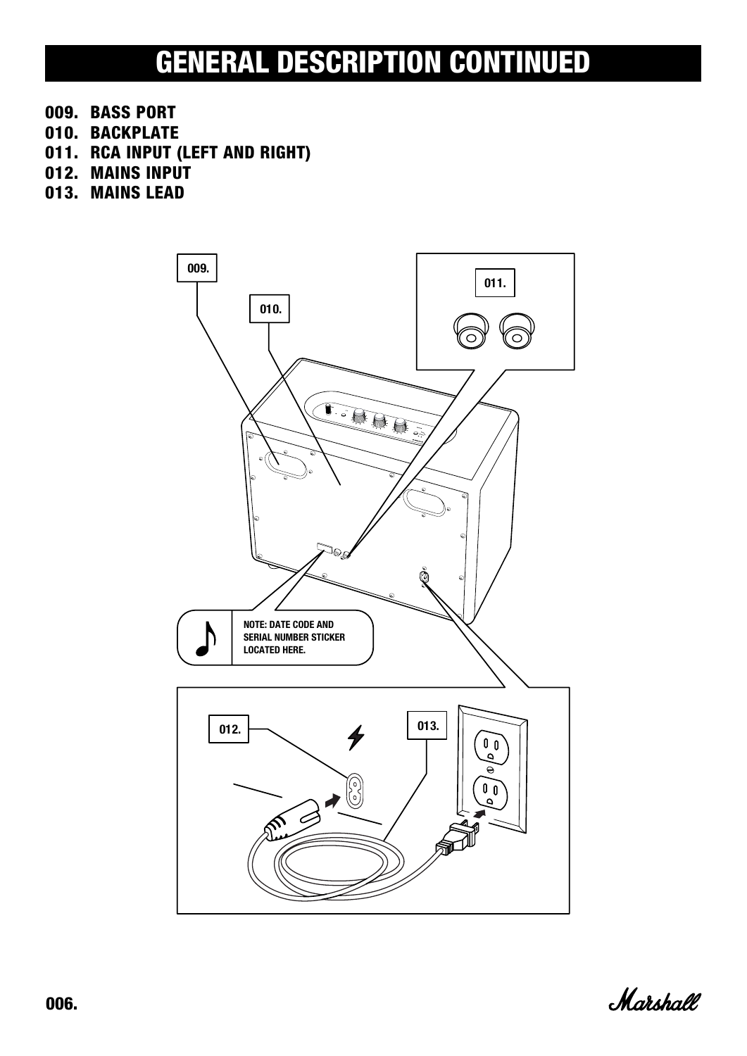# GENERAL DESCRIPTION CONTINUED

009. BASS PORT
010. BACKPLATE
011. RCA INPUT (LEFT AND RIGHT)
012. MAINS INPUT
013. MAINS LEAD

NOTE: DATE CODE AND SERIAL NUMBER STICKER LOCATED HERE.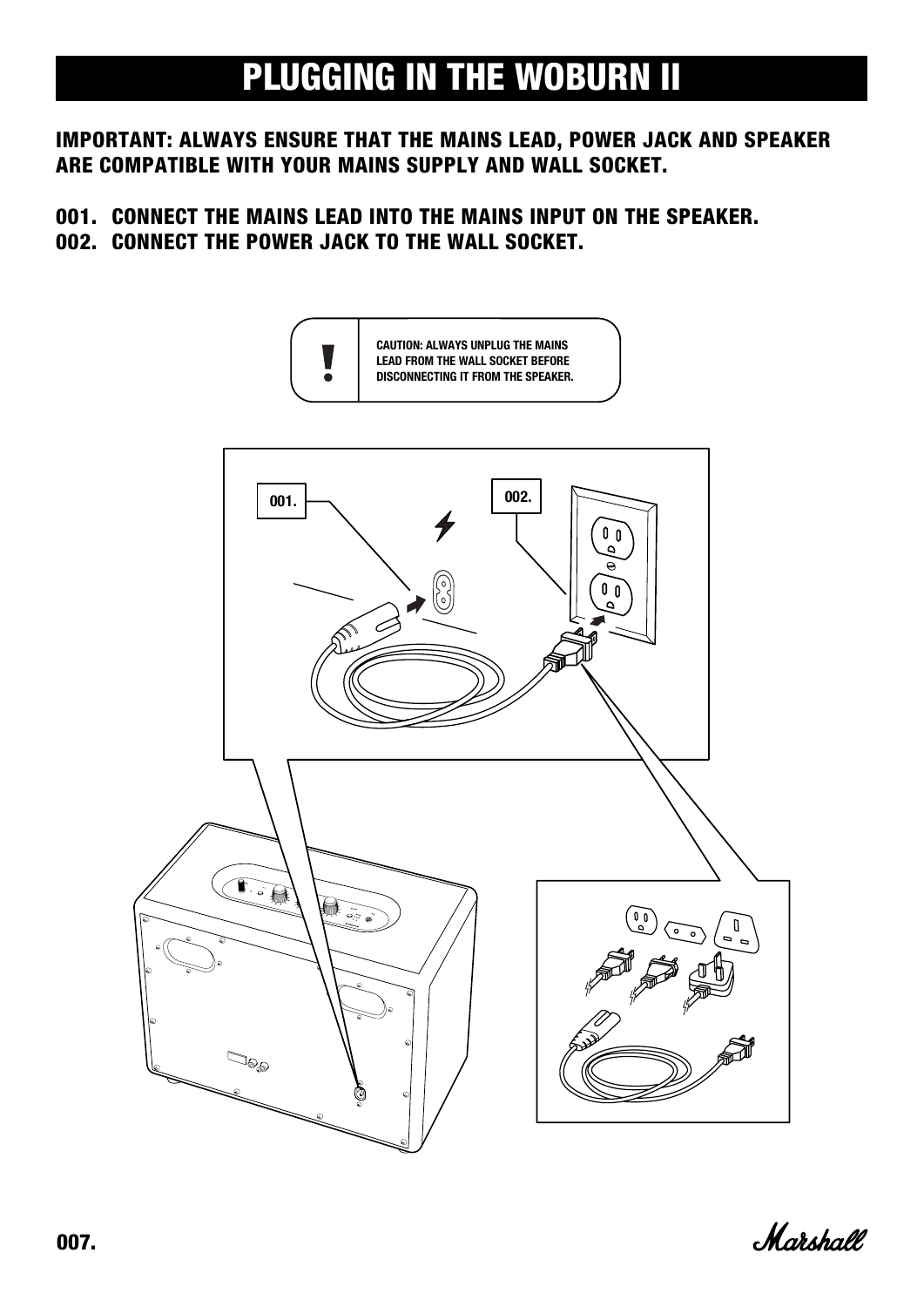# PLUGGING IN THE WOBURN II

**IMPORTANT: ALWAYS ENSURE THAT THE MAINS LEAD, POWER JACK AND SPEAKER ARE COMPATIBLE WITH YOUR MAINS SUPPLY AND WALL SOCKET.**

**001. CONNECT THE MAINS LEAD INTO THE MAINS INPUT ON THE SPEAKER.**
**002. CONNECT THE POWER JACK TO THE WALL SOCKET.**

**CAUTION: ALWAYS UNPLUG THE MAINS LEAD FROM THE WALL SOCKET BEFORE DISCONNECTING IT FROM THE SPEAKER.**

001.

002.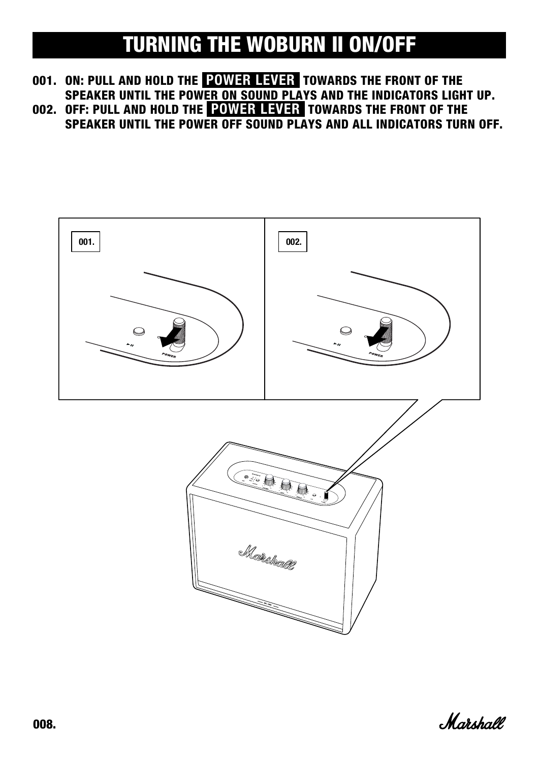# TURNING THE WOBURN II ON/OFF

001. ON: PULL AND HOLD THE **POWER LEVER** TOWARDS THE FRONT OF THE SPEAKER UNTIL THE POWER ON SOUND PLAYS AND THE INDICATORS LIGHT UP.

002. OFF: PULL AND HOLD THE **POWER LEVER** TOWARDS THE FRONT OF THE SPEAKER UNTIL THE POWER OFF SOUND PLAYS AND ALL INDICATORS TURN OFF.

001.

002.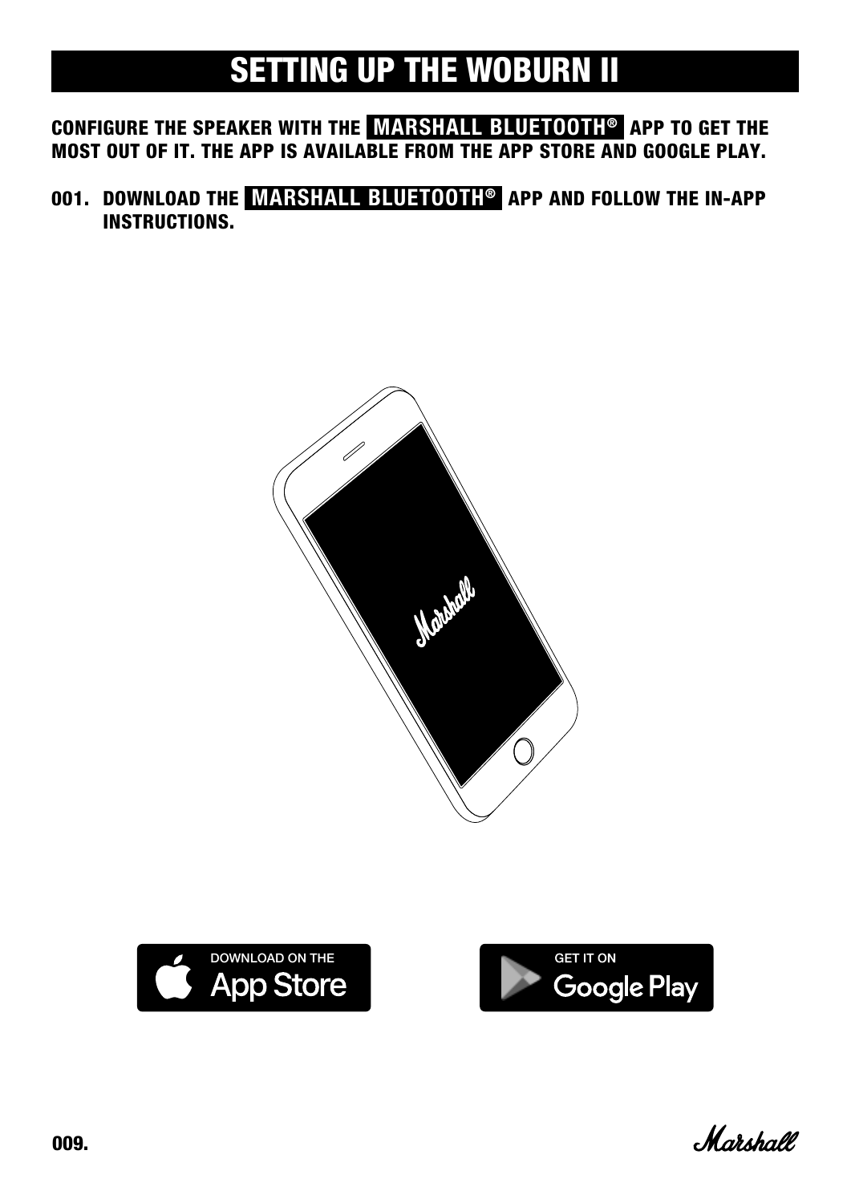# SETTING UP THE WOBURN II

**CONFIGURE THE SPEAKER WITH THE MARSHALL BLUETOOTH® APP TO GET THE MOST OUT OF IT. THE APP IS AVAILABLE FROM THE APP STORE AND GOOGLE PLAY.**

**001. DOWNLOAD THE MARSHALL BLUETOOTH® APP AND FOLLOW THE IN-APP INSTRUCTIONS.**

DOWNLOAD ON THE App Store

GET IT ON Google Play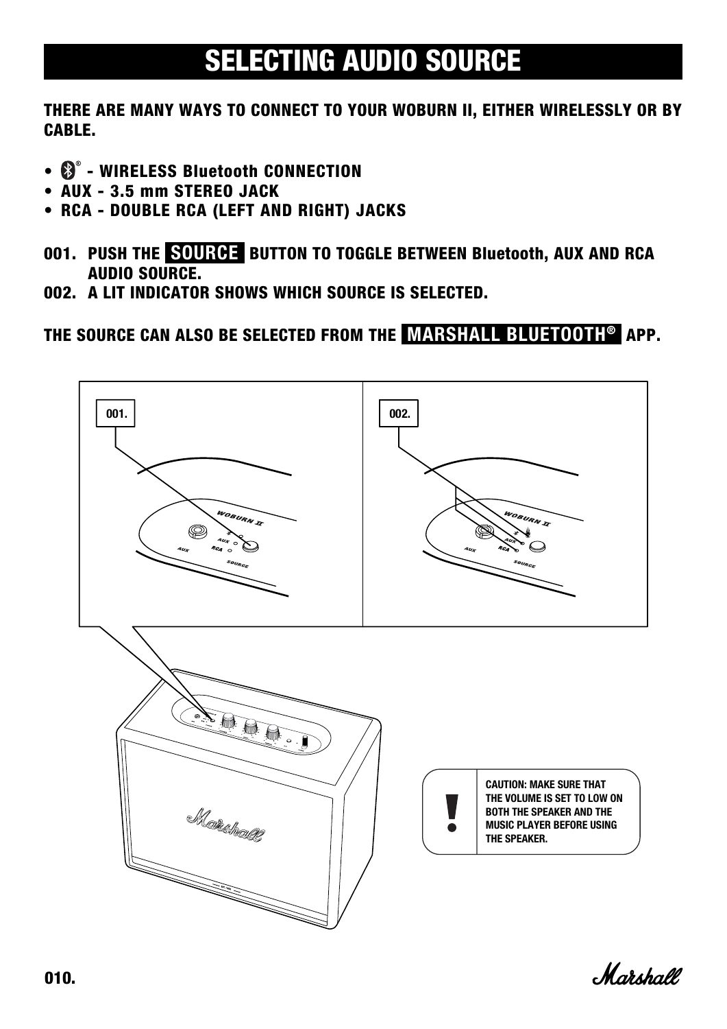# SELECTING AUDIO SOURCE

**THERE ARE MANY WAYS TO CONNECT TO YOUR WOBURN II, EITHER WIRELESSLY OR BY CABLE.**

- **Bluetooth® - WIRELESS Bluetooth CONNECTION**
- **AUX - 3.5 mm STEREO JACK**
- **RCA - DOUBLE RCA (LEFT AND RIGHT) JACKS**

**001. PUSH THE SOURCE BUTTON TO TOGGLE BETWEEN Bluetooth, AUX AND RCA AUDIO SOURCE.**

**002. A LIT INDICATOR SHOWS WHICH SOURCE IS SELECTED.**

**THE SOURCE CAN ALSO BE SELECTED FROM THE MARSHALL BLUETOOTH® APP.**

001.

002.

**CAUTION: MAKE SURE THAT THE VOLUME IS SET TO LOW ON BOTH THE SPEAKER AND THE MUSIC PLAYER BEFORE USING THE SPEAKER.**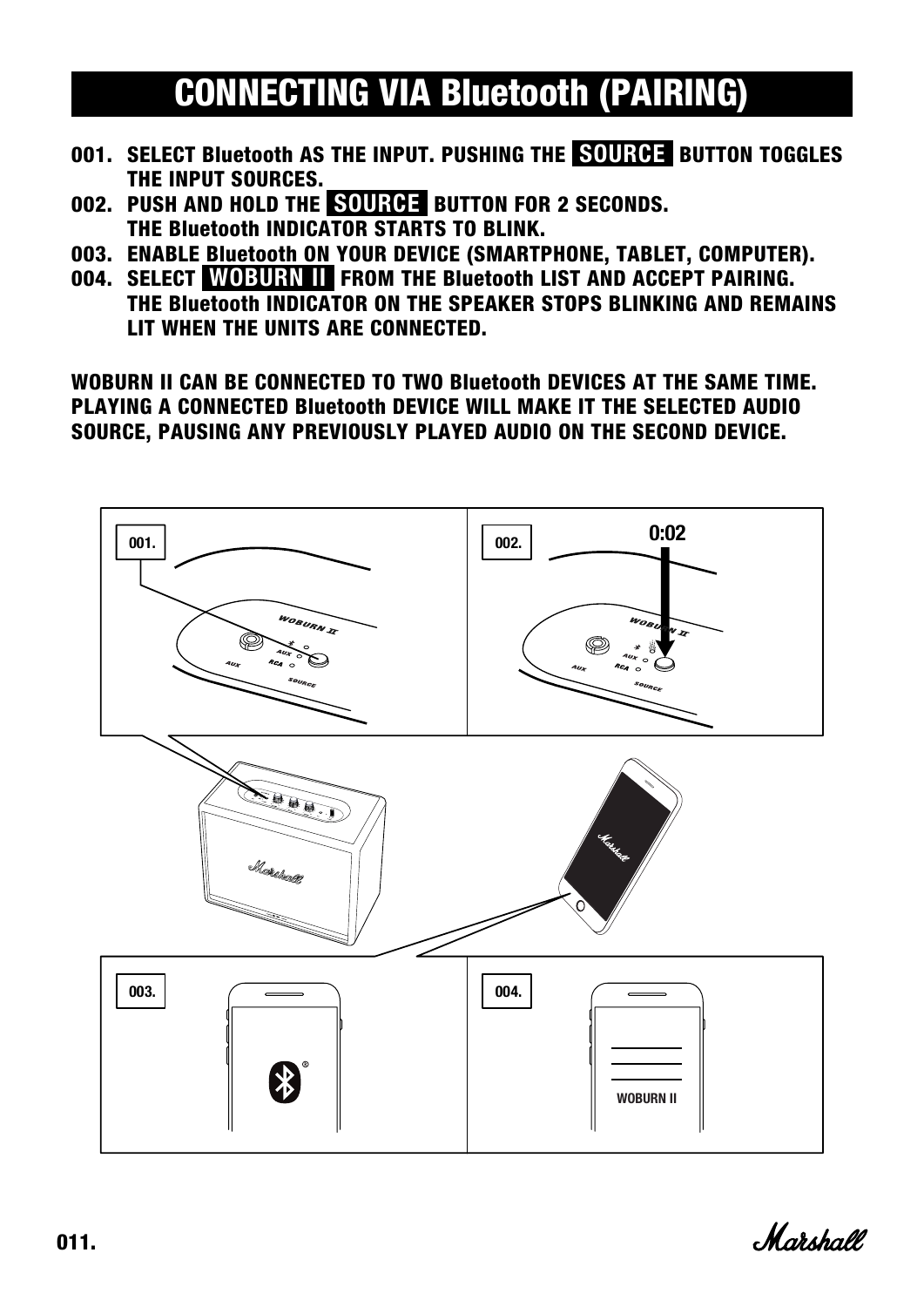# CONNECTING VIA Bluetooth (PAIRING)

001. SELECT Bluetooth AS THE INPUT. PUSHING THE **SOURCE** BUTTON TOGGLES THE INPUT SOURCES.
002. PUSH AND HOLD THE **SOURCE** BUTTON FOR 2 SECONDS. THE Bluetooth INDICATOR STARTS TO BLINK.
003. ENABLE Bluetooth ON YOUR DEVICE (SMARTPHONE, TABLET, COMPUTER).
004. SELECT **WOBURN II** FROM THE Bluetooth LIST AND ACCEPT PAIRING. THE Bluetooth INDICATOR ON THE SPEAKER STOPS BLINKING AND REMAINS LIT WHEN THE UNITS ARE CONNECTED.

WOBURN II CAN BE CONNECTED TO TWO Bluetooth DEVICES AT THE SAME TIME. PLAYING A CONNECTED Bluetooth DEVICE WILL MAKE IT THE SELECTED AUDIO SOURCE, PAUSING ANY PREVIOUSLY PLAYED AUDIO ON THE SECOND DEVICE.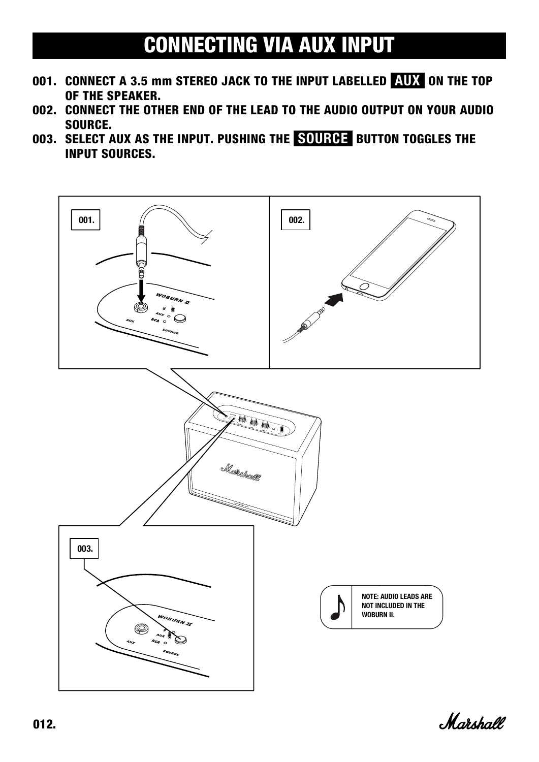# CONNECTING VIA AUX INPUT

001. CONNECT A 3.5 mm STEREO JACK TO THE INPUT LABELLED **AUX** ON THE TOP OF THE SPEAKER.
002. CONNECT THE OTHER END OF THE LEAD TO THE AUDIO OUTPUT ON YOUR AUDIO SOURCE.
003. SELECT AUX AS THE INPUT. PUSHING THE **SOURCE** BUTTON TOGGLES THE INPUT SOURCES.

NOTE: AUDIO LEADS ARE NOT INCLUDED IN THE WOBURN II.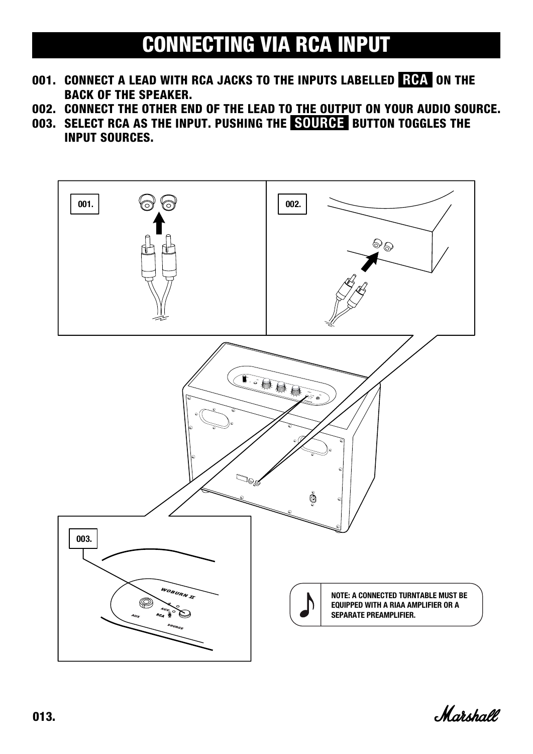# CONNECTING VIA RCA INPUT

001. CONNECT A LEAD WITH RCA JACKS TO THE INPUTS LABELLED **RCA** ON THE BACK OF THE SPEAKER.
002. CONNECT THE OTHER END OF THE LEAD TO THE OUTPUT ON YOUR AUDIO SOURCE.
003. SELECT RCA AS THE INPUT. PUSHING THE **SOURCE** BUTTON TOGGLES THE INPUT SOURCES.

NOTE: A CONNECTED TURNTABLE MUST BE EQUIPPED WITH A RIAA AMPLIFIER OR A SEPARATE PREAMPLIFIER.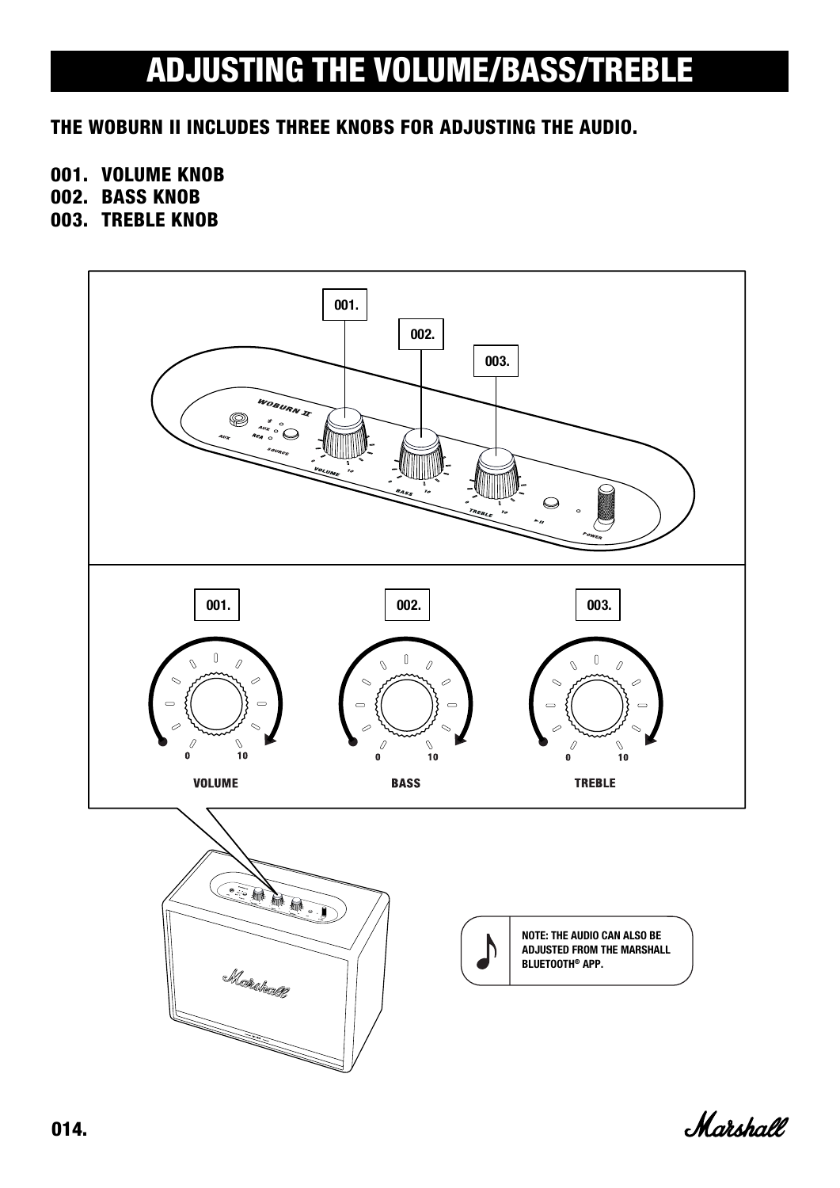# ADJUSTING THE VOLUME/BASS/TREBLE

**THE WOBURN II INCLUDES THREE KNOBS FOR ADJUSTING THE AUDIO.**

**001. VOLUME KNOB**
**002. BASS KNOB**
**003. TREBLE KNOB**

NOTE: THE AUDIO CAN ALSO BE ADJUSTED FROM THE MARSHALL BLUETOOTH® APP.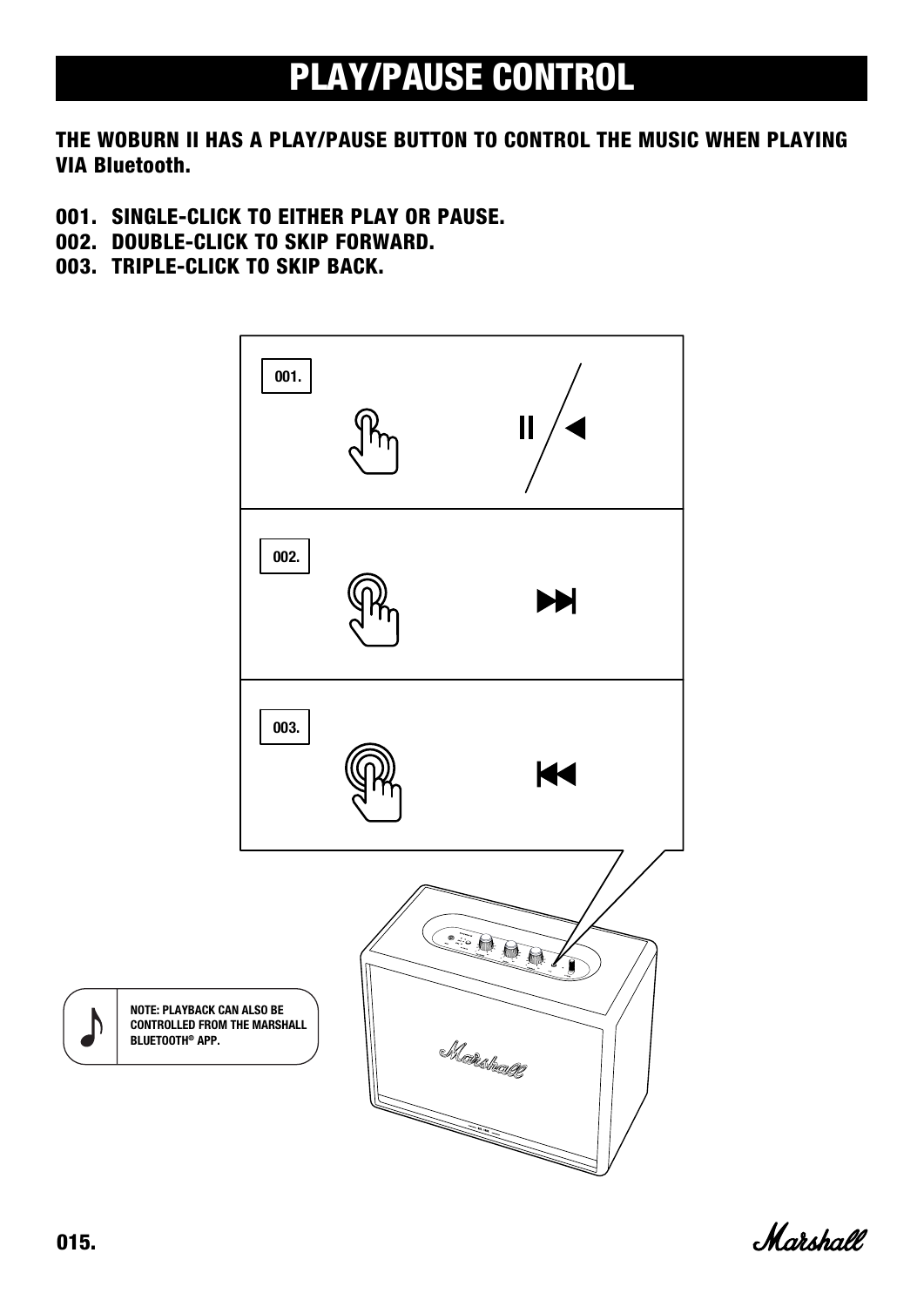# PLAY/PAUSE CONTROL

**THE WOBURN II HAS A PLAY/PAUSE BUTTON TO CONTROL THE MUSIC WHEN PLAYING VIA Bluetooth.**

**001. SINGLE-CLICK TO EITHER PLAY OR PAUSE.**
**002. DOUBLE-CLICK TO SKIP FORWARD.**
**003. TRIPLE-CLICK TO SKIP BACK.**

001.

002.

003.

NOTE: PLAYBACK CAN ALSO BE CONTROLLED FROM THE MARSHALL BLUETOOTH® APP.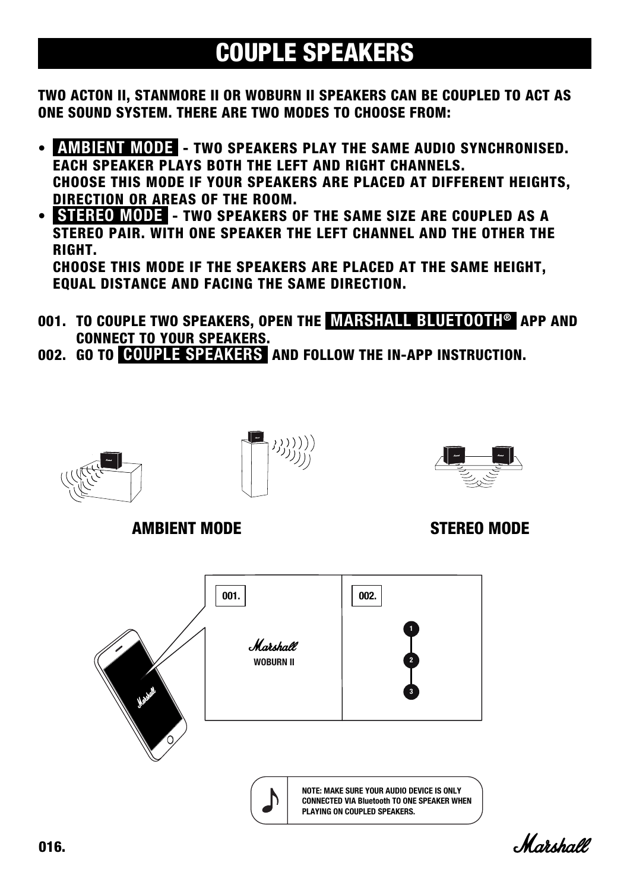# COUPLE SPEAKERS

**TWO ACTON II, STANMORE II OR WOBURN II SPEAKERS CAN BE COUPLED TO ACT AS ONE SOUND SYSTEM. THERE ARE TWO MODES TO CHOOSE FROM:**

- **AMBIENT MODE - TWO SPEAKERS PLAY THE SAME AUDIO SYNCHRONISED. EACH SPEAKER PLAYS BOTH THE LEFT AND RIGHT CHANNELS. CHOOSE THIS MODE IF YOUR SPEAKERS ARE PLACED AT DIFFERENT HEIGHTS, DIRECTION OR AREAS OF THE ROOM.**
- **STEREO MODE - TWO SPEAKERS OF THE SAME SIZE ARE COUPLED AS A STEREO PAIR. WITH ONE SPEAKER THE LEFT CHANNEL AND THE OTHER THE RIGHT. CHOOSE THIS MODE IF THE SPEAKERS ARE PLACED AT THE SAME HEIGHT, EQUAL DISTANCE AND FACING THE SAME DIRECTION.**

**001. TO COUPLE TWO SPEAKERS, OPEN THE MARSHALL BLUETOOTH® APP AND CONNECT TO YOUR SPEAKERS.**
**002. GO TO COUPLE SPEAKERS AND FOLLOW THE IN-APP INSTRUCTION.**

**AMBIENT MODE** **STEREO MODE**

001. Marshall WOBURN II

002. 1 2 3

NOTE: MAKE SURE YOUR AUDIO DEVICE IS ONLY CONNECTED VIA Bluetooth TO ONE SPEAKER WHEN PLAYING ON COUPLED SPEAKERS.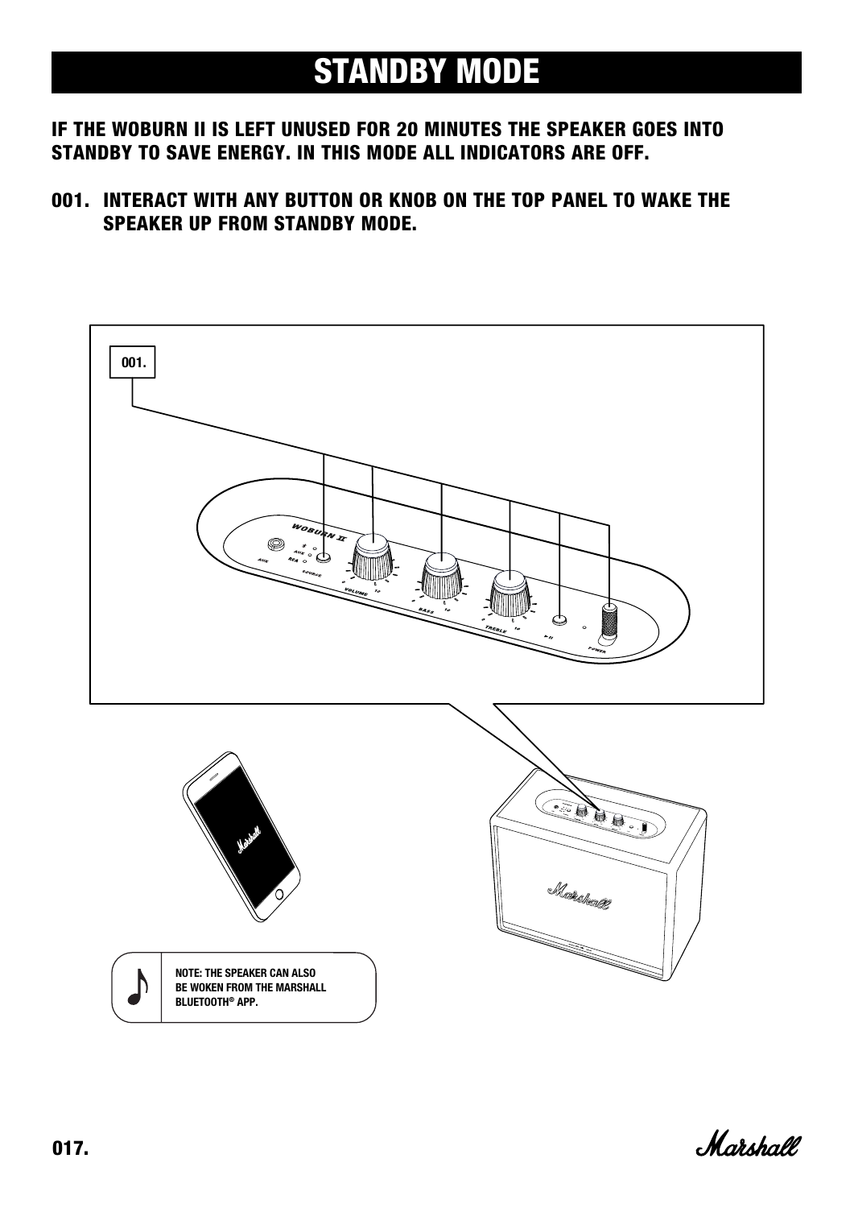# STANDBY MODE

**IF THE WOBURN II IS LEFT UNUSED FOR 20 MINUTES THE SPEAKER GOES INTO STANDBY TO SAVE ENERGY. IN THIS MODE ALL INDICATORS ARE OFF.**

**001. INTERACT WITH ANY BUTTON OR KNOB ON THE TOP PANEL TO WAKE THE SPEAKER UP FROM STANDBY MODE.**

NOTE: THE SPEAKER CAN ALSO BE WOKEN FROM THE MARSHALL BLUETOOTH® APP.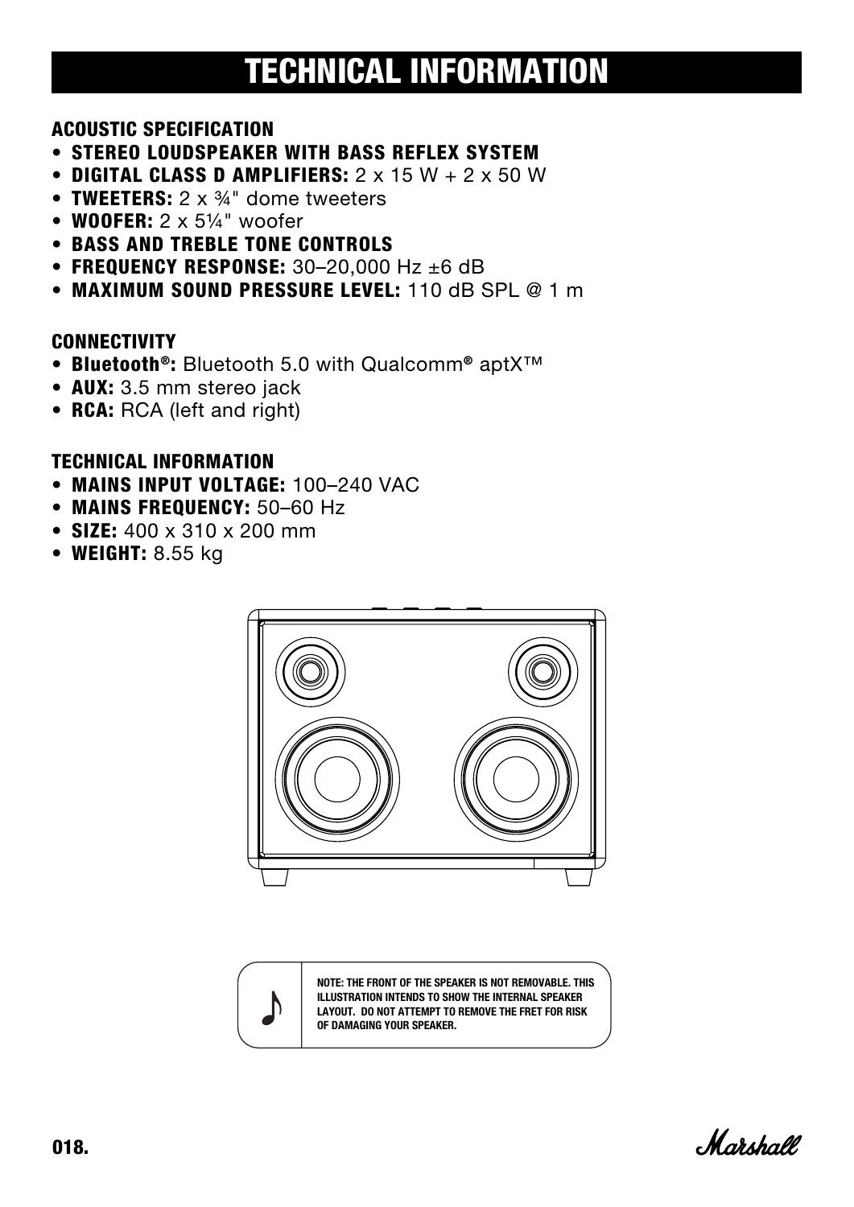# TECHNICAL INFORMATION

### ACOUSTIC SPECIFICATION

- **STEREO LOUDSPEAKER WITH BASS REFLEX SYSTEM**
- **DIGITAL CLASS D AMPLIFIERS:** 2 x 15 W + 2 x 50 W
- **TWEETERS:** 2 x ¾" dome tweeters
- **WOOFER:** 2 x 5¼" woofer
- **BASS AND TREBLE TONE CONTROLS**
- **FREQUENCY RESPONSE:** 30–20,000 Hz ±6 dB
- **MAXIMUM SOUND PRESSURE LEVEL:** 110 dB SPL @ 1 m

### CONNECTIVITY

- **Bluetooth®:** Bluetooth 5.0 with Qualcomm® aptX™
- **AUX:** 3.5 mm stereo jack
- **RCA:** RCA (left and right)

### TECHNICAL INFORMATION

- **MAINS INPUT VOLTAGE:** 100–240 VAC
- **MAINS FREQUENCY:** 50–60 Hz
- **SIZE:** 400 x 310 x 200 mm
- **WEIGHT:** 8.55 kg

NOTE: THE FRONT OF THE SPEAKER IS NOT REMOVABLE. THIS ILLUSTRATION INTENDS TO SHOW THE INTERNAL SPEAKER LAYOUT. DO NOT ATTEMPT TO REMOVE THE FRET FOR RISK OF DAMAGING YOUR SPEAKER.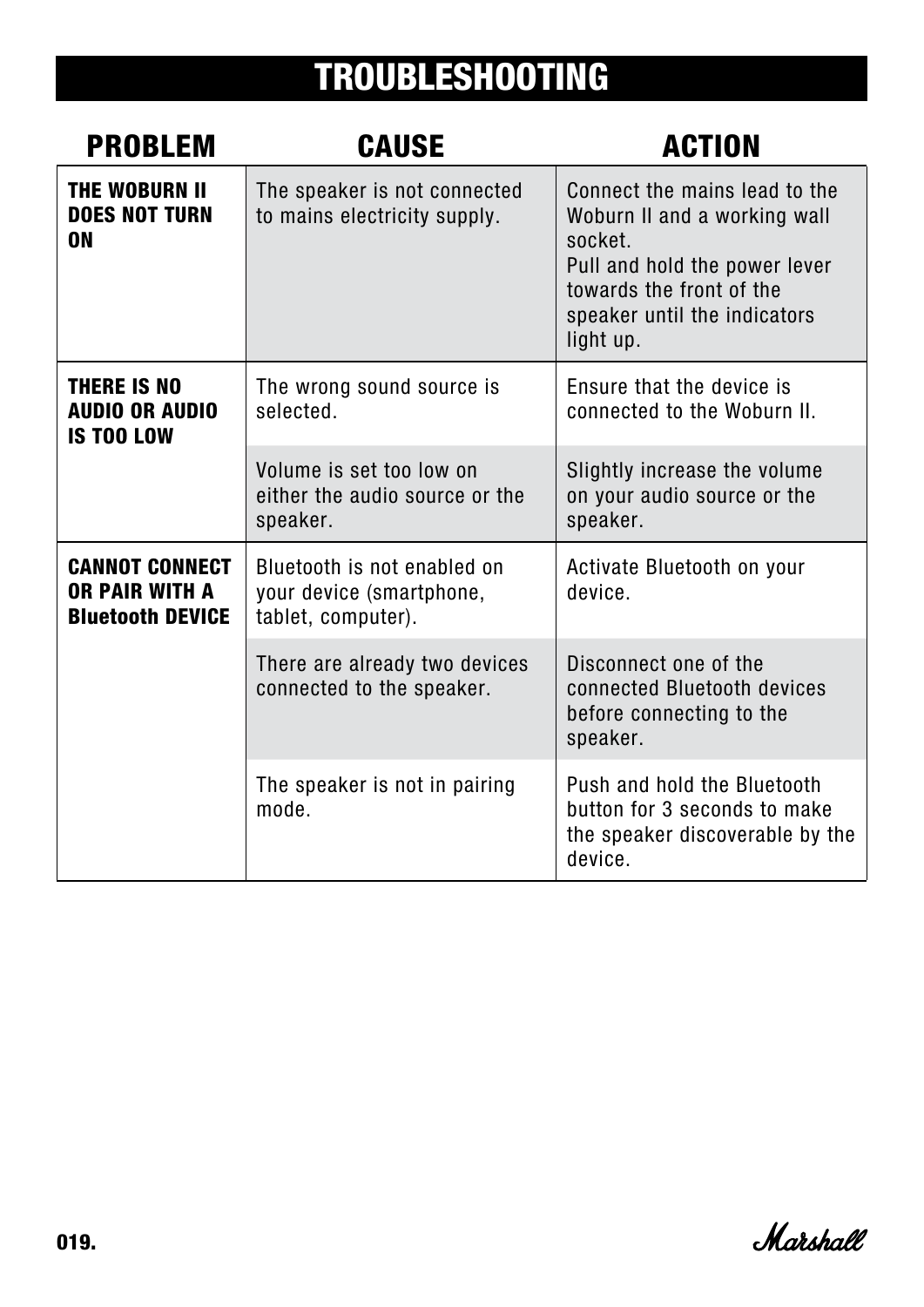# TROUBLESHOOTING

| PROBLEM | CAUSE | ACTION |
|---|---|---|
| **THE WOBURN II DOES NOT TURN ON** | The speaker is not connected to mains electricity supply. | Connect the mains lead to the Woburn II and a working wall socket.<br>Pull and hold the power lever towards the front of the speaker until the indicators light up. |
| **THERE IS NO AUDIO OR AUDIO IS TOO LOW** | The wrong sound source is selected. | Ensure that the device is connected to the Woburn II. |
| | Volume is set too low on either the audio source or the speaker. | Slightly increase the volume on your audio source or the speaker. |
| **CANNOT CONNECT OR PAIR WITH A Bluetooth DEVICE** | Bluetooth is not enabled on your device (smartphone, tablet, computer). | Activate Bluetooth on your device. |
| | There are already two devices connected to the speaker. | Disconnect one of the connected Bluetooth devices before connecting to the speaker. |
| | The speaker is not in pairing mode. | Push and hold the Bluetooth button for 3 seconds to make the speaker discoverable by the device. |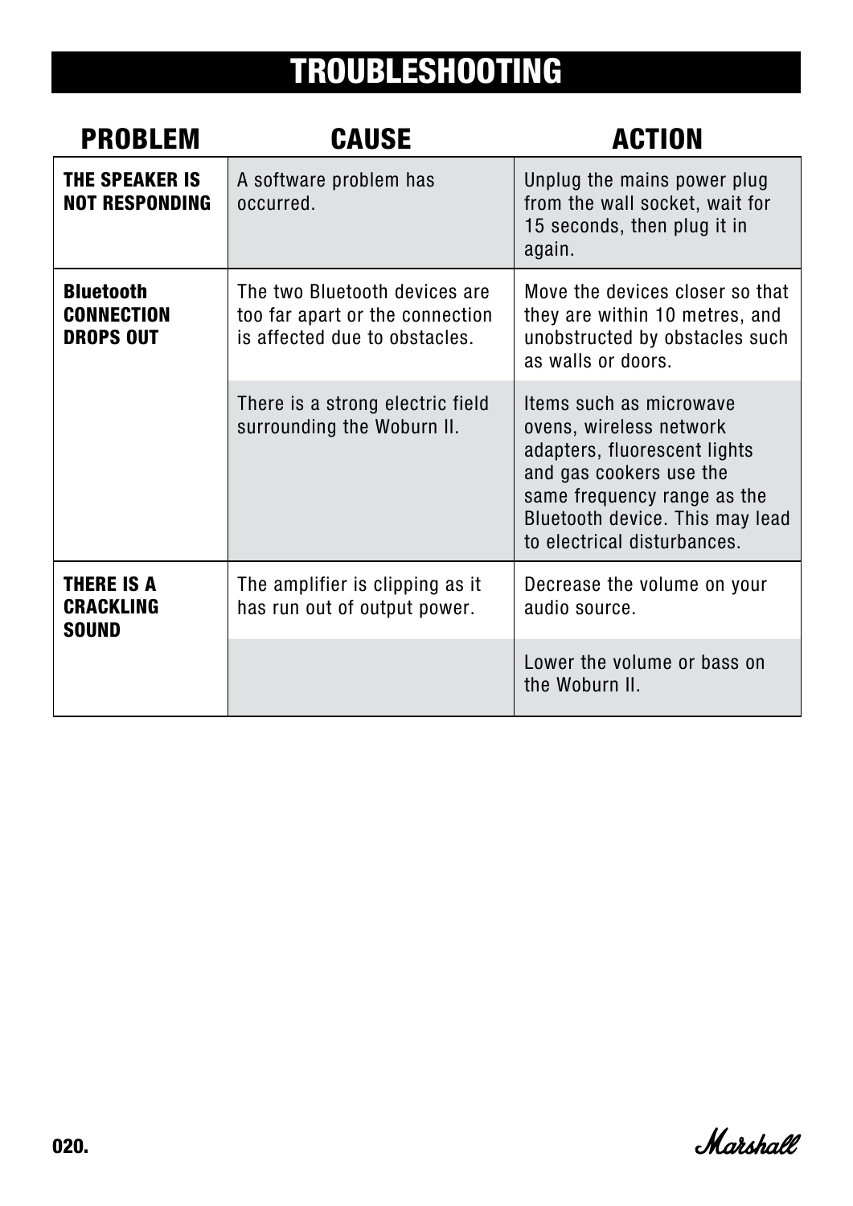# TROUBLESHOOTING

| PROBLEM | CAUSE | ACTION |
| --- | --- | --- |
| **THE SPEAKER IS NOT RESPONDING** | A software problem has occurred. | Unplug the mains power plug from the wall socket, wait for 15 seconds, then plug it in again. |
| **Bluetooth CONNECTION DROPS OUT** | The two Bluetooth devices are too far apart or the connection is affected due to obstacles. | Move the devices closer so that they are within 10 metres, and unobstructed by obstacles such as walls or doors. |
| | There is a strong electric field surrounding the Woburn II. | Items such as microwave ovens, wireless network adapters, fluorescent lights and gas cookers use the same frequency range as the Bluetooth device. This may lead to electrical disturbances. |
| **THERE IS A CRACKLING SOUND** | The amplifier is clipping as it has run out of output power. | Decrease the volume on your audio source. |
| | | Lower the volume or bass on the Woburn II. |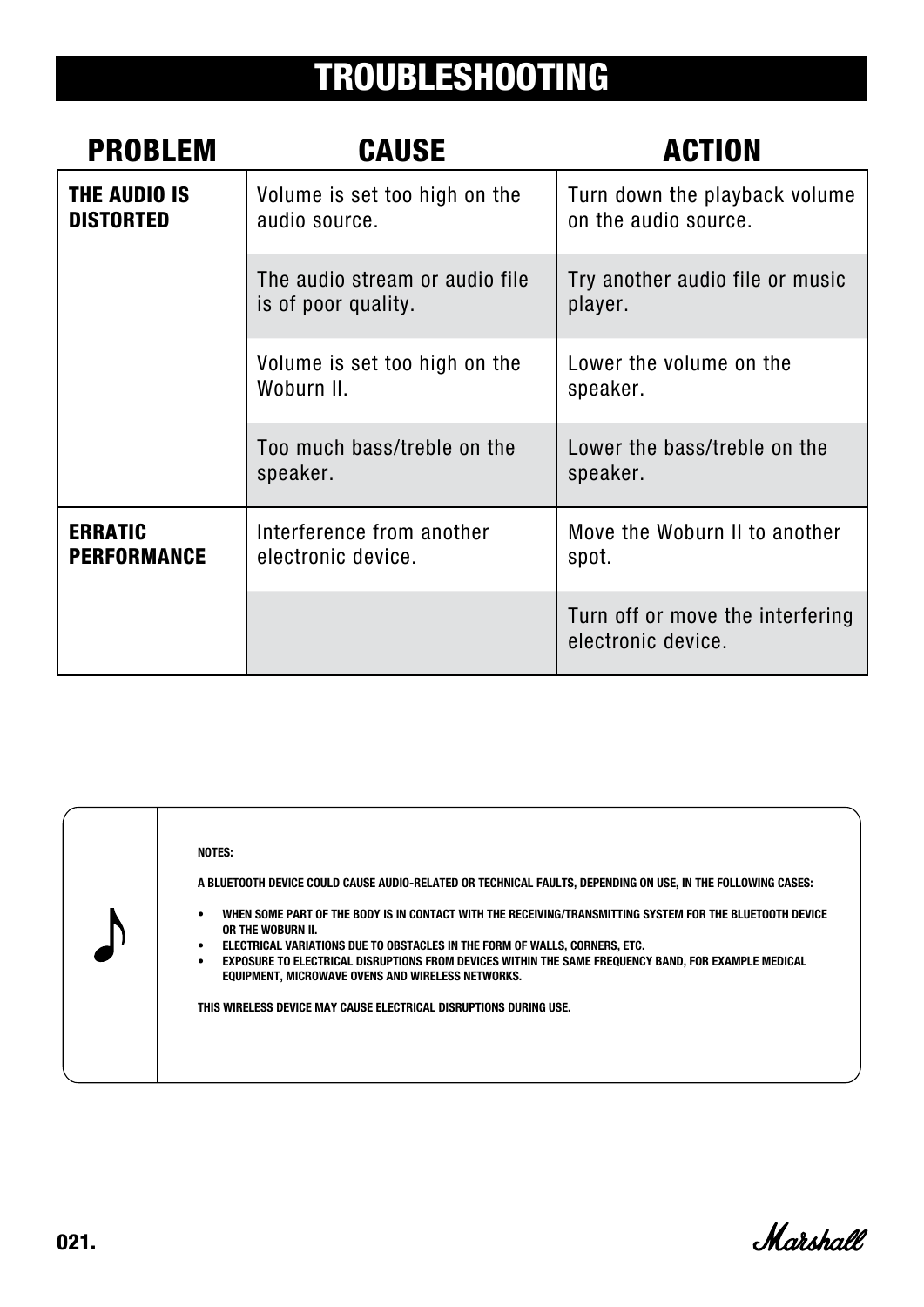# TROUBLESHOOTING

| PROBLEM | CAUSE | ACTION |
| --- | --- | --- |
| **THE AUDIO IS DISTORTED** | Volume is set too high on the audio source. | Turn down the playback volume on the audio source. |
| | The audio stream or audio file is of poor quality. | Try another audio file or music player. |
| | Volume is set too high on the Woburn II. | Lower the volume on the speaker. |
| | Too much bass/treble on the speaker. | Lower the bass/treble on the speaker. |
| **ERRATIC PERFORMANCE** | Interference from another electronic device. | Move the Woburn II to another spot. |
| | | Turn off or move the interfering electronic device. |

**NOTES:**

**A BLUETOOTH DEVICE COULD CAUSE AUDIO-RELATED OR TECHNICAL FAULTS, DEPENDING ON USE, IN THE FOLLOWING CASES:**

- **WHEN SOME PART OF THE BODY IS IN CONTACT WITH THE RECEIVING/TRANSMITTING SYSTEM FOR THE BLUETOOTH DEVICE OR THE WOBURN II.**
- **ELECTRICAL VARIATIONS DUE TO OBSTACLES IN THE FORM OF WALLS, CORNERS, ETC.**
- **EXPOSURE TO ELECTRICAL DISRUPTIONS FROM DEVICES WITHIN THE SAME FREQUENCY BAND, FOR EXAMPLE MEDICAL EQUIPMENT, MICROWAVE OVENS AND WIRELESS NETWORKS.**

**THIS WIRELESS DEVICE MAY CAUSE ELECTRICAL DISRUPTIONS DURING USE.**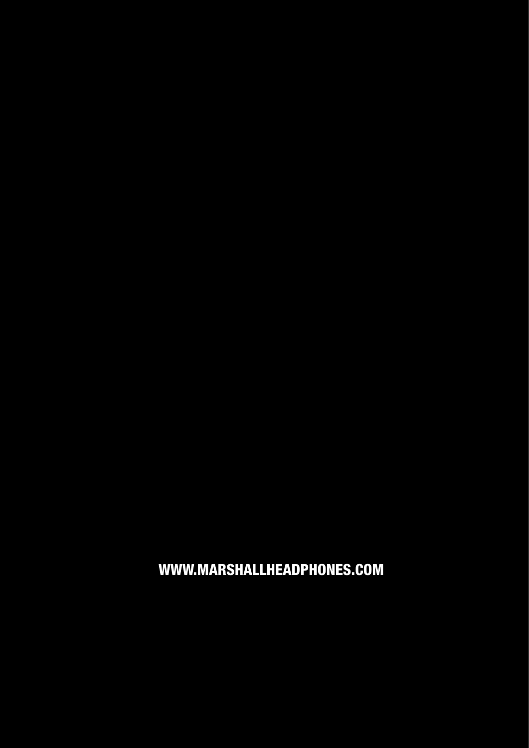WWW.MARSHALLHEADPHONES.COM